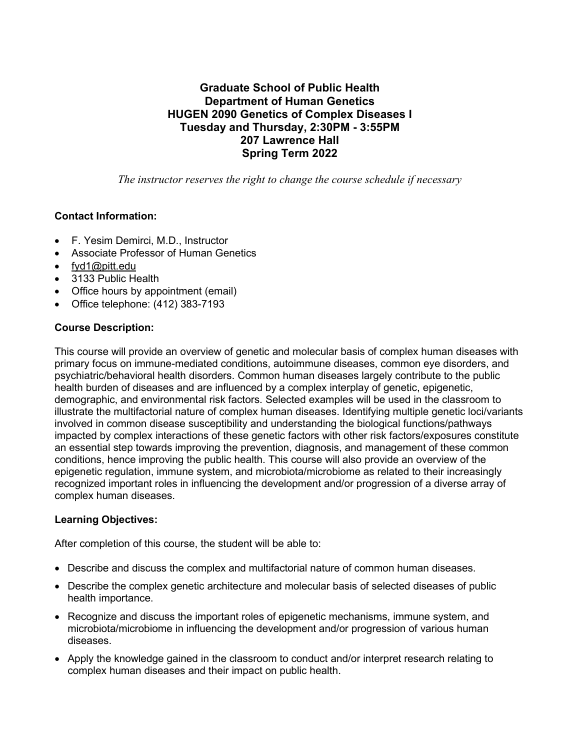# Graduate School of Public Health
# Department of Human Genetics
# HUGEN 2090 Genetics of Complex Diseases I
# Tuesday and Thursday, 2:30PM - 3:55PM
# 207 Lawrence Hall
# Spring Term 2022

*The instructor reserves the right to change the course schedule if necessary*

**Contact Information:**

- F. Yesim Demirci, M.D., Instructor
- Associate Professor of Human Genetics
- fyd1@pitt.edu
- 3133 Public Health
- Office hours by appointment (email)
- Office telephone: (412) 383-7193

**Course Description:**

This course will provide an overview of genetic and molecular basis of complex human diseases with primary focus on immune-mediated conditions, autoimmune diseases, common eye disorders, and psychiatric/behavioral health disorders. Common human diseases largely contribute to the public health burden of diseases and are influenced by a complex interplay of genetic, epigenetic, demographic, and environmental risk factors. Selected examples will be used in the classroom to illustrate the multifactorial nature of complex human diseases. Identifying multiple genetic loci/variants involved in common disease susceptibility and understanding the biological functions/pathways impacted by complex interactions of these genetic factors with other risk factors/exposures constitute an essential step towards improving the prevention, diagnosis, and management of these common conditions, hence improving the public health. This course will also provide an overview of the epigenetic regulation, immune system, and microbiota/microbiome as related to their increasingly recognized important roles in influencing the development and/or progression of a diverse array of complex human diseases.

**Learning Objectives:**

After completion of this course, the student will be able to:

- Describe and discuss the complex and multifactorial nature of common human diseases.
- Describe the complex genetic architecture and molecular basis of selected diseases of public health importance.
- Recognize and discuss the important roles of epigenetic mechanisms, immune system, and microbiota/microbiome in influencing the development and/or progression of various human diseases.
- Apply the knowledge gained in the classroom to conduct and/or interpret research relating to complex human diseases and their impact on public health.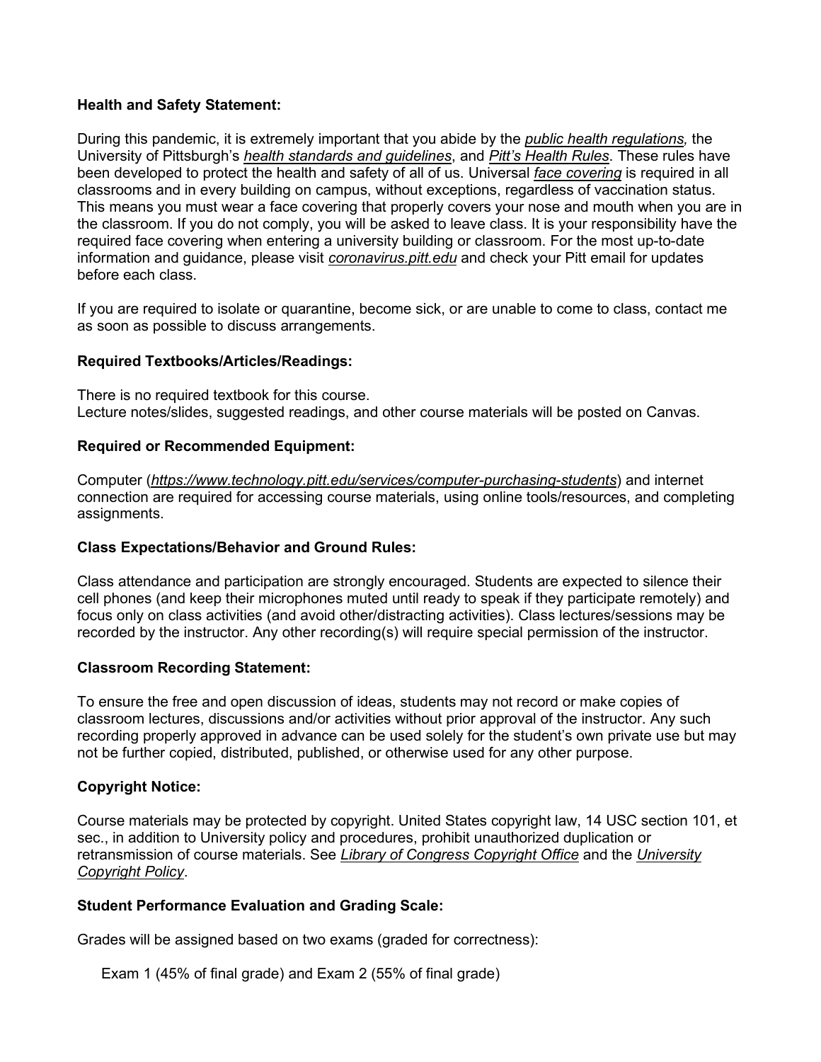**Health and Safety Statement:**

During this pandemic, it is extremely important that you abide by the *public health regulations,* the University of Pittsburgh's *health standards and guidelines*, and *Pitt's Health Rules*. These rules have been developed to protect the health and safety of all of us. Universal *face covering* is required in all classrooms and in every building on campus, without exceptions, regardless of vaccination status. This means you must wear a face covering that properly covers your nose and mouth when you are in the classroom. If you do not comply, you will be asked to leave class. It is your responsibility have the required face covering when entering a university building or classroom. For the most up-to-date information and guidance, please visit *coronavirus.pitt.edu* and check your Pitt email for updates before each class.

If you are required to isolate or quarantine, become sick, or are unable to come to class, contact me as soon as possible to discuss arrangements.

**Required Textbooks/Articles/Readings:**

There is no required textbook for this course.
Lecture notes/slides, suggested readings, and other course materials will be posted on Canvas.

**Required or Recommended Equipment:**

Computer (*https://www.technology.pitt.edu/services/computer-purchasing-students*) and internet connection are required for accessing course materials, using online tools/resources, and completing assignments.

**Class Expectations/Behavior and Ground Rules:**

Class attendance and participation are strongly encouraged. Students are expected to silence their cell phones (and keep their microphones muted until ready to speak if they participate remotely) and focus only on class activities (and avoid other/distracting activities). Class lectures/sessions may be recorded by the instructor. Any other recording(s) will require special permission of the instructor.

**Classroom Recording Statement:**

To ensure the free and open discussion of ideas, students may not record or make copies of classroom lectures, discussions and/or activities without prior approval of the instructor. Any such recording properly approved in advance can be used solely for the student's own private use but may not be further copied, distributed, published, or otherwise used for any other purpose.

**Copyright Notice:**

Course materials may be protected by copyright. United States copyright law, 14 USC section 101, et sec., in addition to University policy and procedures, prohibit unauthorized duplication or retransmission of course materials. See *Library of Congress Copyright Office* and the *University Copyright Policy*.

**Student Performance Evaluation and Grading Scale:**

Grades will be assigned based on two exams (graded for correctness):

Exam 1 (45% of final grade) and Exam 2 (55% of final grade)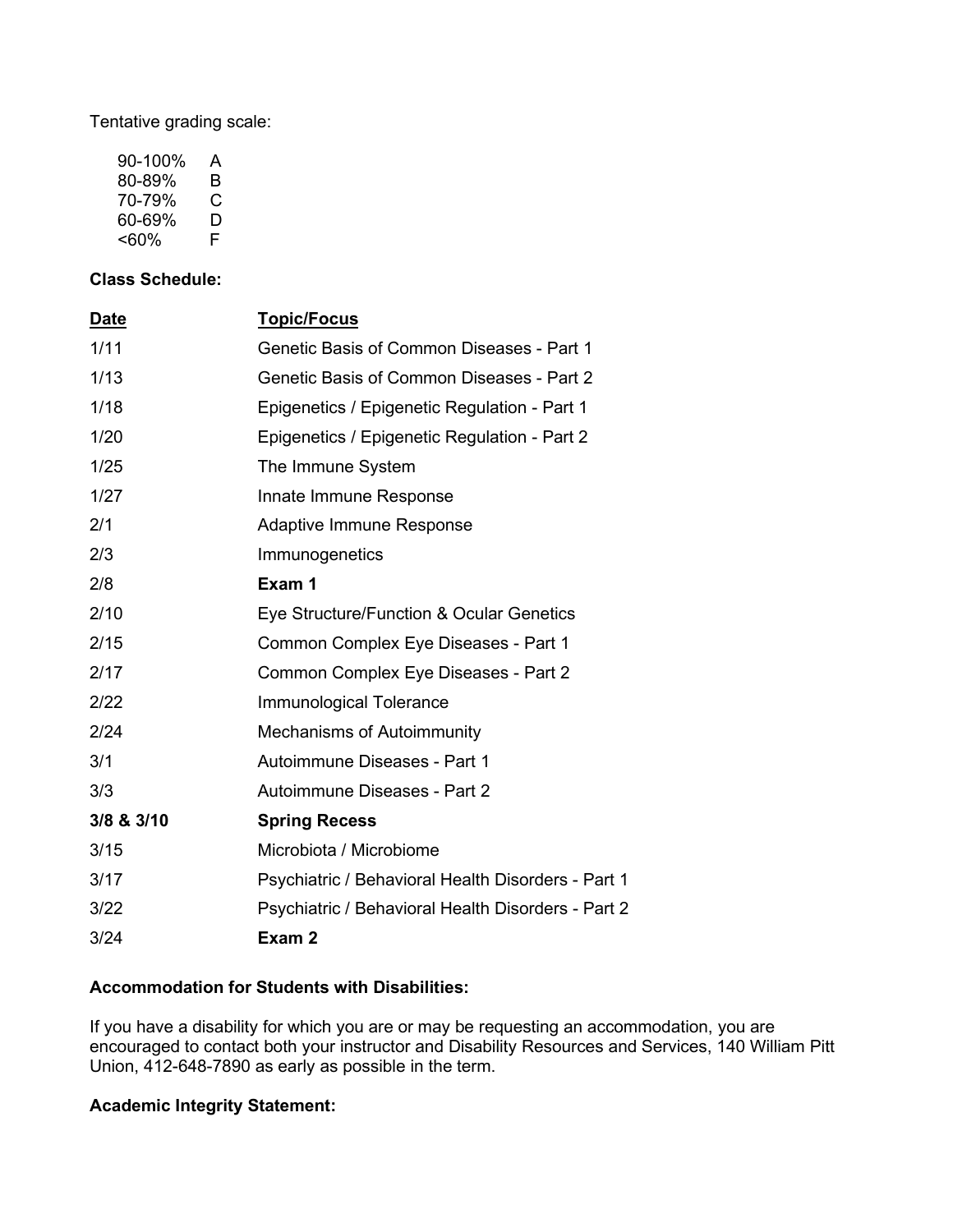Tentative grading scale:

| | |
|---|---|
| 90-100% | A |
| 80-89% | B |
| 70-79% | C |
| 60-69% | D |
| <60% | F |

**Class Schedule:**

| **Date** | **Topic/Focus** |
|---|---|
| 1/11 | Genetic Basis of Common Diseases - Part 1 |
| 1/13 | Genetic Basis of Common Diseases - Part 2 |
| 1/18 | Epigenetics / Epigenetic Regulation - Part 1 |
| 1/20 | Epigenetics / Epigenetic Regulation - Part 2 |
| 1/25 | The Immune System |
| 1/27 | Innate Immune Response |
| 2/1 | Adaptive Immune Response |
| 2/3 | Immunogenetics |
| 2/8 | **Exam 1** |
| 2/10 | Eye Structure/Function & Ocular Genetics |
| 2/15 | Common Complex Eye Diseases - Part 1 |
| 2/17 | Common Complex Eye Diseases - Part 2 |
| 2/22 | Immunological Tolerance |
| 2/24 | Mechanisms of Autoimmunity |
| 3/1 | Autoimmune Diseases - Part 1 |
| 3/3 | Autoimmune Diseases - Part 2 |
| **3/8 & 3/10** | **Spring Recess** |
| 3/15 | Microbiota / Microbiome |
| 3/17 | Psychiatric / Behavioral Health Disorders - Part 1 |
| 3/22 | Psychiatric / Behavioral Health Disorders - Part 2 |
| 3/24 | **Exam 2** |

**Accommodation for Students with Disabilities:**

If you have a disability for which you are or may be requesting an accommodation, you are encouraged to contact both your instructor and Disability Resources and Services, 140 William Pitt Union, 412-648-7890 as early as possible in the term.

**Academic Integrity Statement:**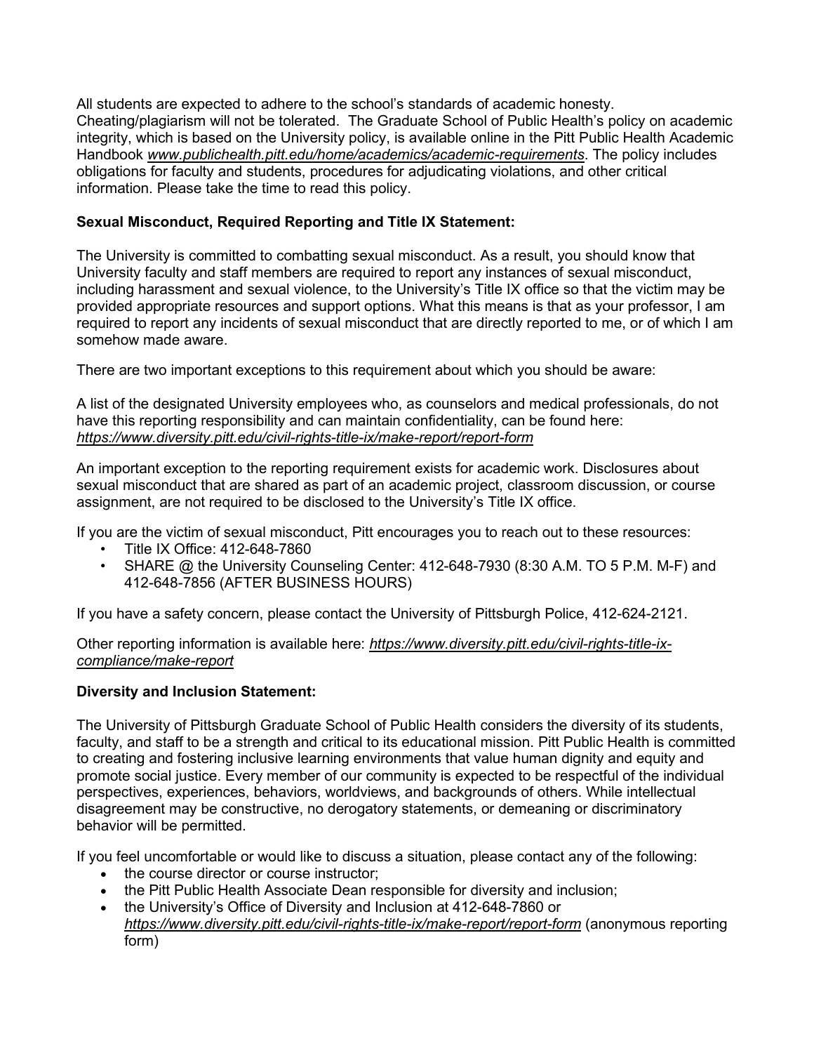All students are expected to adhere to the school's standards of academic honesty. Cheating/plagiarism will not be tolerated. The Graduate School of Public Health's policy on academic integrity, which is based on the University policy, is available online in the Pitt Public Health Academic Handbook *www.publichealth.pitt.edu/home/academics/academic-requirements*. The policy includes obligations for faculty and students, procedures for adjudicating violations, and other critical information. Please take the time to read this policy.

**Sexual Misconduct, Required Reporting and Title IX Statement:**

The University is committed to combatting sexual misconduct. As a result, you should know that University faculty and staff members are required to report any instances of sexual misconduct, including harassment and sexual violence, to the University's Title IX office so that the victim may be provided appropriate resources and support options. What this means is that as your professor, I am required to report any incidents of sexual misconduct that are directly reported to me, or of which I am somehow made aware.

There are two important exceptions to this requirement about which you should be aware:

A list of the designated University employees who, as counselors and medical professionals, do not have this reporting responsibility and can maintain confidentiality, can be found here: *https://www.diversity.pitt.edu/civil-rights-title-ix/make-report/report-form*

An important exception to the reporting requirement exists for academic work. Disclosures about sexual misconduct that are shared as part of an academic project, classroom discussion, or course assignment, are not required to be disclosed to the University's Title IX office.

If you are the victim of sexual misconduct, Pitt encourages you to reach out to these resources:

- Title IX Office: 412-648-7860
- SHARE @ the University Counseling Center: 412-648-7930 (8:30 A.M. TO 5 P.M. M-F) and 412-648-7856 (AFTER BUSINESS HOURS)

If you have a safety concern, please contact the University of Pittsburgh Police, 412-624-2121.

Other reporting information is available here: *https://www.diversity.pitt.edu/civil-rights-title-ix-compliance/make-report*

**Diversity and Inclusion Statement:**

The University of Pittsburgh Graduate School of Public Health considers the diversity of its students, faculty, and staff to be a strength and critical to its educational mission. Pitt Public Health is committed to creating and fostering inclusive learning environments that value human dignity and equity and promote social justice. Every member of our community is expected to be respectful of the individual perspectives, experiences, behaviors, worldviews, and backgrounds of others. While intellectual disagreement may be constructive, no derogatory statements, or demeaning or discriminatory behavior will be permitted.

If you feel uncomfortable or would like to discuss a situation, please contact any of the following:

- the course director or course instructor;
- the Pitt Public Health Associate Dean responsible for diversity and inclusion;
- the University's Office of Diversity and Inclusion at 412-648-7860 or *https://www.diversity.pitt.edu/civil-rights-title-ix/make-report/report-form* (anonymous reporting form)